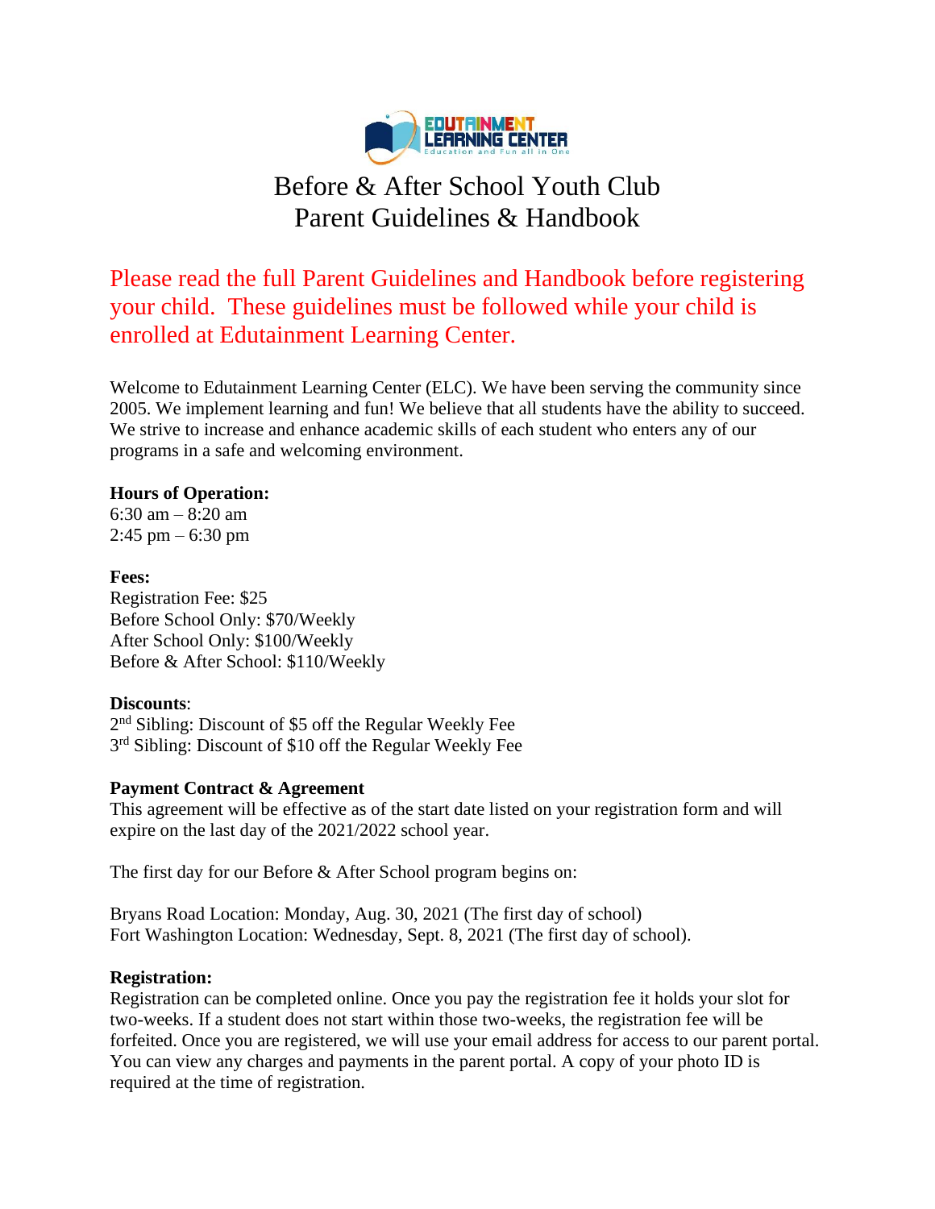# Before & After School Youth Club
# Parent Guidelines & Handbook

Please read the full Parent Guidelines and Handbook before registering your child. These guidelines must be followed while your child is enrolled at Edutainment Learning Center.

Welcome to Edutainment Learning Center (ELC). We have been serving the community since 2005. We implement learning and fun! We believe that all students have the ability to succeed. We strive to increase and enhance academic skills of each student who enters any of our programs in a safe and welcoming environment.

**Hours of Operation:**
6:30 am – 8:20 am
2:45 pm – 6:30 pm

**Fees:**
Registration Fee: $25
Before School Only: $70/Weekly
After School Only: $100/Weekly
Before & After School: $110/Weekly

**Discounts**:
2nd Sibling: Discount of $5 off the Regular Weekly Fee
3rd Sibling: Discount of $10 off the Regular Weekly Fee

**Payment Contract & Agreement**
This agreement will be effective as of the start date listed on your registration form and will expire on the last day of the 2021/2022 school year.

The first day for our Before & After School program begins on:

Bryans Road Location: Monday, Aug. 30, 2021 (The first day of school)
Fort Washington Location: Wednesday, Sept. 8, 2021 (The first day of school).

**Registration:**
Registration can be completed online. Once you pay the registration fee it holds your slot for two-weeks. If a student does not start within those two-weeks, the registration fee will be forfeited. Once you are registered, we will use your email address for access to our parent portal. You can view any charges and payments in the parent portal. A copy of your photo ID is required at the time of registration.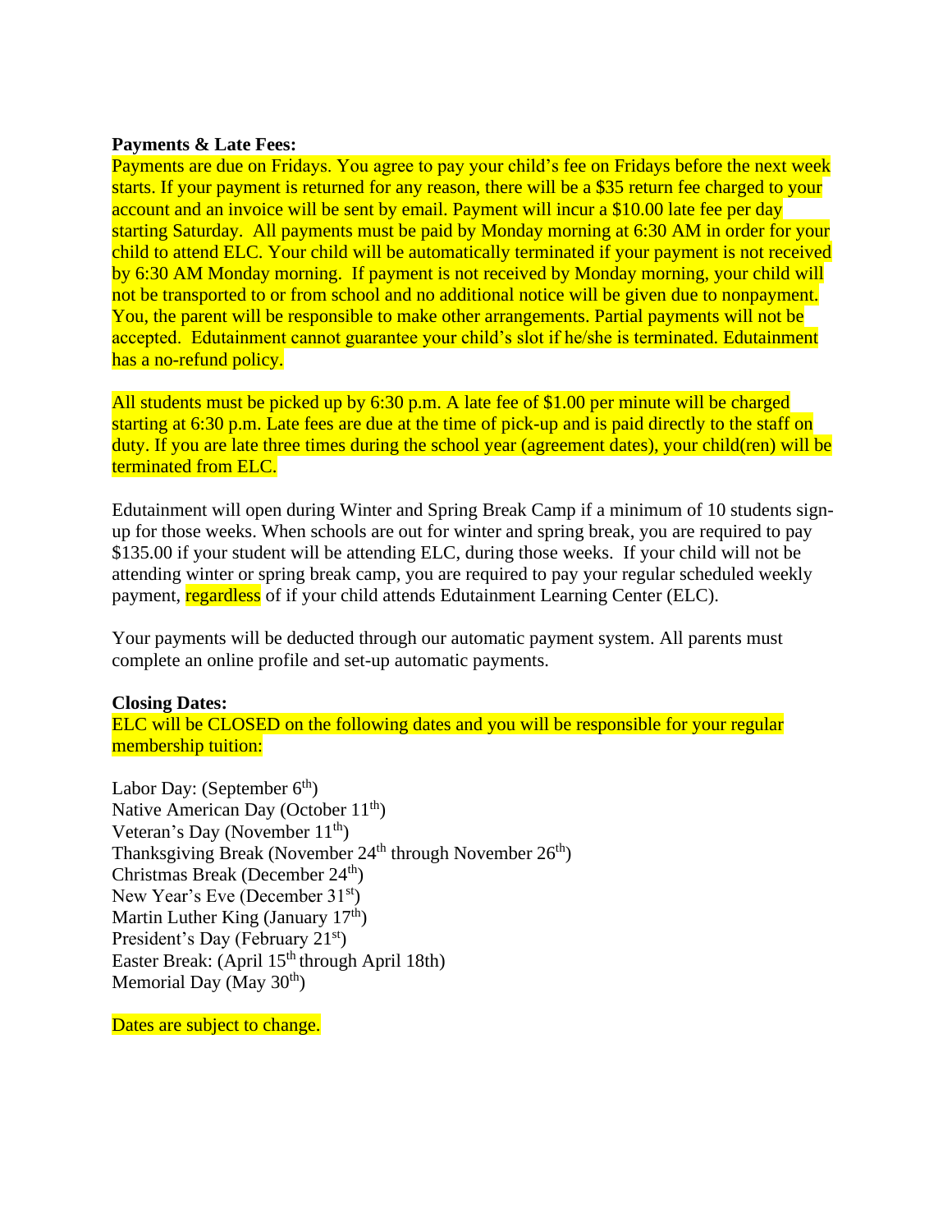**Payments & Late Fees:**

Payments are due on Fridays. You agree to pay your child's fee on Fridays before the next week starts. If your payment is returned for any reason, there will be a $35 return fee charged to your account and an invoice will be sent by email. Payment will incur a $10.00 late fee per day starting Saturday. All payments must be paid by Monday morning at 6:30 AM in order for your child to attend ELC. Your child will be automatically terminated if your payment is not received by 6:30 AM Monday morning. If payment is not received by Monday morning, your child will not be transported to or from school and no additional notice will be given due to nonpayment. You, the parent will be responsible to make other arrangements. Partial payments will not be accepted. Edutainment cannot guarantee your child's slot if he/she is terminated. Edutainment has a no-refund policy.

All students must be picked up by 6:30 p.m. A late fee of $1.00 per minute will be charged starting at 6:30 p.m. Late fees are due at the time of pick-up and is paid directly to the staff on duty. If you are late three times during the school year (agreement dates), your child(ren) will be terminated from ELC.

Edutainment will open during Winter and Spring Break Camp if a minimum of 10 students sign-up for those weeks. When schools are out for winter and spring break, you are required to pay $135.00 if your student will be attending ELC, during those weeks. If your child will not be attending winter or spring break camp, you are required to pay your regular scheduled weekly payment, regardless of if your child attends Edutainment Learning Center (ELC).

Your payments will be deducted through our automatic payment system. All parents must complete an online profile and set-up automatic payments.

**Closing Dates:**

ELC will be CLOSED on the following dates and you will be responsible for your regular membership tuition:

Labor Day: (September 6th)
Native American Day (October 11th)
Veteran's Day (November 11th)
Thanksgiving Break (November 24th through November 26th)
Christmas Break (December 24th)
New Year's Eve (December 31st)
Martin Luther King (January 17th)
President's Day (February 21st)
Easter Break: (April 15th through April 18th)
Memorial Day (May 30th)

Dates are subject to change.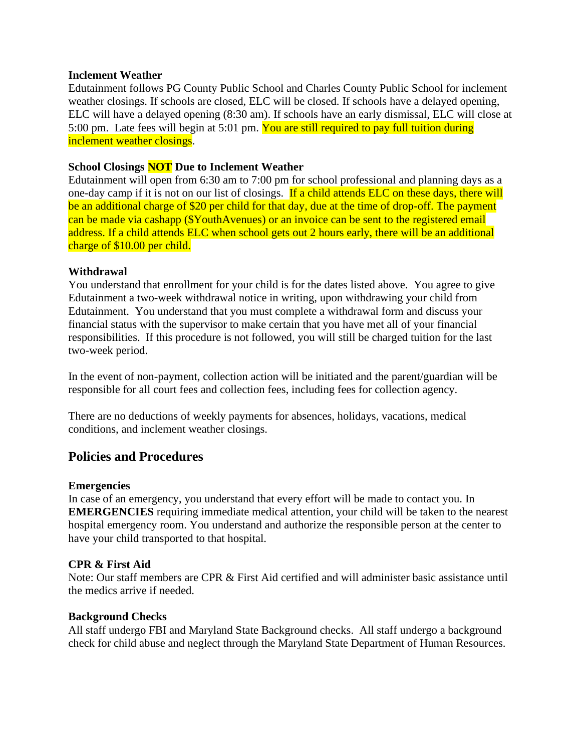**Inclement Weather**
Edutainment follows PG County Public School and Charles County Public School for inclement weather closings. If schools are closed, ELC will be closed. If schools have a delayed opening, ELC will have a delayed opening (8:30 am). If schools have an early dismissal, ELC will close at 5:00 pm. Late fees will begin at 5:01 pm. You are still required to pay full tuition during inclement weather closings.

**School Closings NOT Due to Inclement Weather**
Edutainment will open from 6:30 am to 7:00 pm for school professional and planning days as a one-day camp if it is not on our list of closings. If a child attends ELC on these days, there will be an additional charge of $20 per child for that day, due at the time of drop-off. The payment can be made via cashapp ($YouthAvenues) or an invoice can be sent to the registered email address. If a child attends ELC when school gets out 2 hours early, there will be an additional charge of $10.00 per child.

**Withdrawal**
You understand that enrollment for your child is for the dates listed above. You agree to give Edutainment a two-week withdrawal notice in writing, upon withdrawing your child from Edutainment. You understand that you must complete a withdrawal form and discuss your financial status with the supervisor to make certain that you have met all of your financial responsibilities. If this procedure is not followed, you will still be charged tuition for the last two-week period.

In the event of non-payment, collection action will be initiated and the parent/guardian will be responsible for all court fees and collection fees, including fees for collection agency.

There are no deductions of weekly payments for absences, holidays, vacations, medical conditions, and inclement weather closings.

## Policies and Procedures

**Emergencies**
In case of an emergency, you understand that every effort will be made to contact you. In **EMERGENCIES** requiring immediate medical attention, your child will be taken to the nearest hospital emergency room. You understand and authorize the responsible person at the center to have your child transported to that hospital.

**CPR & First Aid**
Note: Our staff members are CPR & First Aid certified and will administer basic assistance until the medics arrive if needed.

**Background Checks**
All staff undergo FBI and Maryland State Background checks. All staff undergo a background check for child abuse and neglect through the Maryland State Department of Human Resources.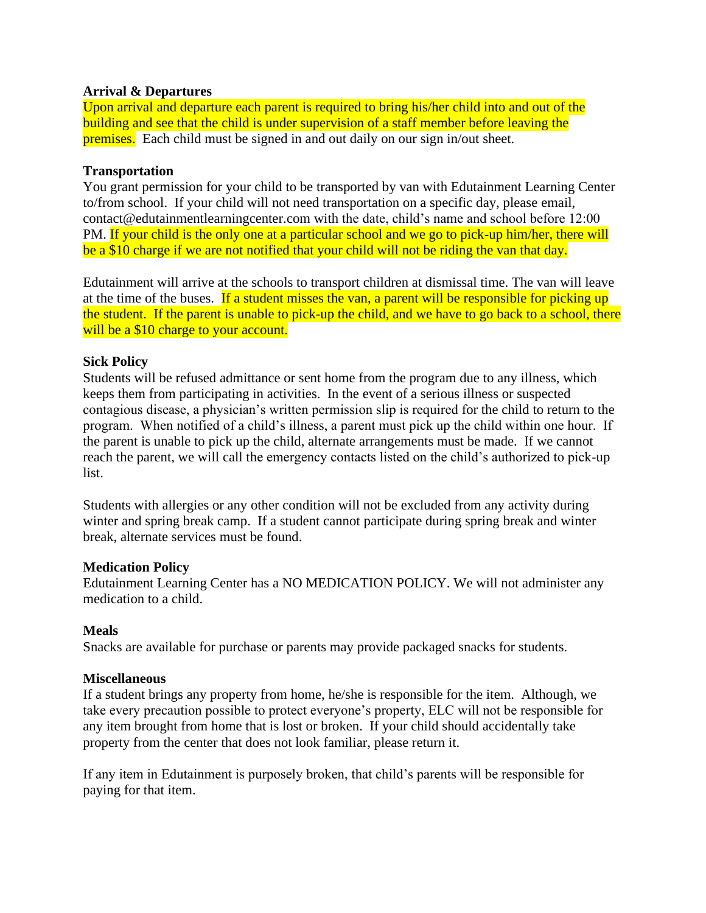**Arrival & Departures**

Upon arrival and departure each parent is required to bring his/her child into and out of the building and see that the child is under supervision of a staff member before leaving the premises. Each child must be signed in and out daily on our sign in/out sheet.

**Transportation**

You grant permission for your child to be transported by van with Edutainment Learning Center to/from school. If your child will not need transportation on a specific day, please email, contact@edutainmentlearningcenter.com with the date, child's name and school before 12:00 PM. If your child is the only one at a particular school and we go to pick-up him/her, there will be a $10 charge if we are not notified that your child will not be riding the van that day.

Edutainment will arrive at the schools to transport children at dismissal time. The van will leave at the time of the buses. If a student misses the van, a parent will be responsible for picking up the student. If the parent is unable to pick-up the child, and we have to go back to a school, there will be a $10 charge to your account.

**Sick Policy**

Students will be refused admittance or sent home from the program due to any illness, which keeps them from participating in activities. In the event of a serious illness or suspected contagious disease, a physician's written permission slip is required for the child to return to the program. When notified of a child's illness, a parent must pick up the child within one hour. If the parent is unable to pick up the child, alternate arrangements must be made. If we cannot reach the parent, we will call the emergency contacts listed on the child's authorized to pick-up list.

Students with allergies or any other condition will not be excluded from any activity during winter and spring break camp. If a student cannot participate during spring break and winter break, alternate services must be found.

**Medication Policy**

Edutainment Learning Center has a NO MEDICATION POLICY. We will not administer any medication to a child.

**Meals**

Snacks are available for purchase or parents may provide packaged snacks for students.

**Miscellaneous**

If a student brings any property from home, he/she is responsible for the item. Although, we take every precaution possible to protect everyone's property, ELC will not be responsible for any item brought from home that is lost or broken. If your child should accidentally take property from the center that does not look familiar, please return it.

If any item in Edutainment is purposely broken, that child's parents will be responsible for paying for that item.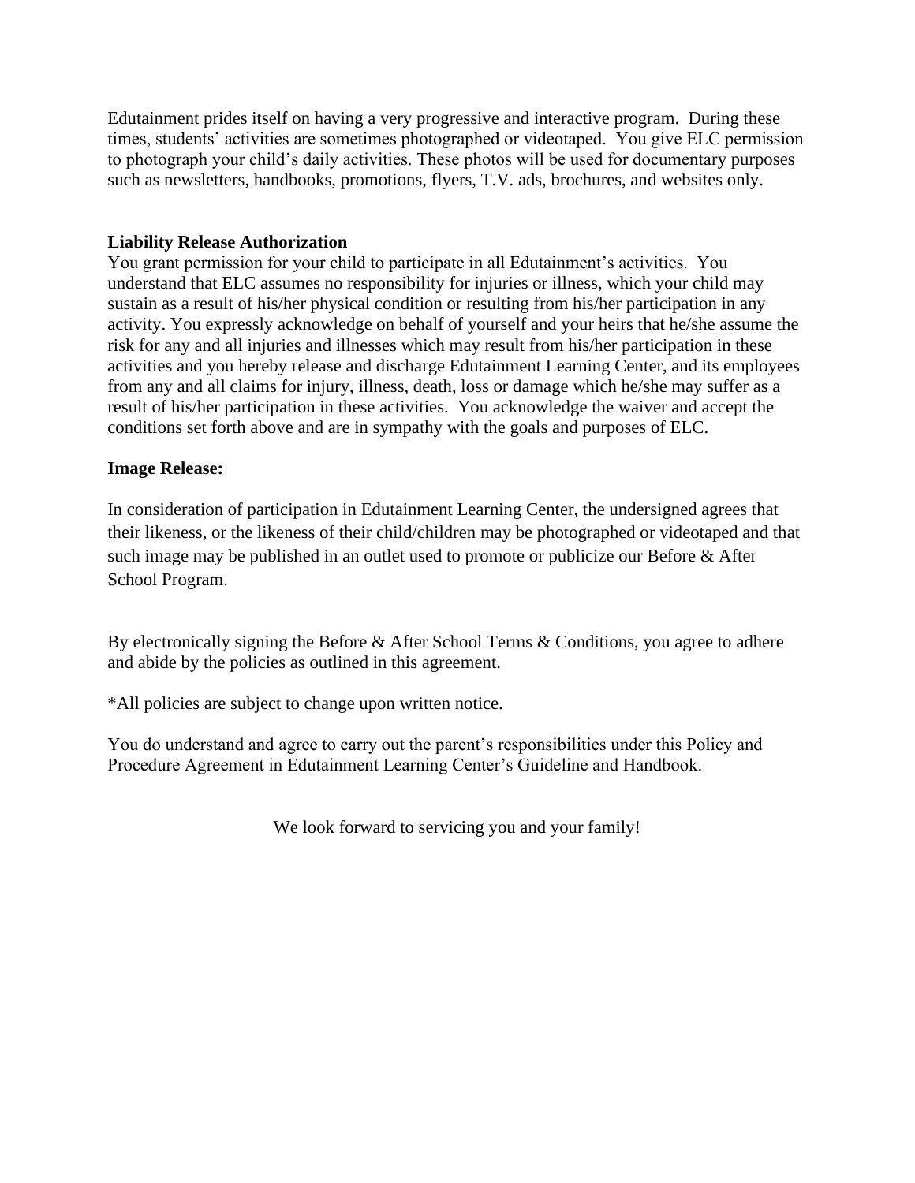Edutainment prides itself on having a very progressive and interactive program. During these times, students' activities are sometimes photographed or videotaped. You give ELC permission to photograph your child's daily activities. These photos will be used for documentary purposes such as newsletters, handbooks, promotions, flyers, T.V. ads, brochures, and websites only.

**Liability Release Authorization**

You grant permission for your child to participate in all Edutainment's activities. You understand that ELC assumes no responsibility for injuries or illness, which your child may sustain as a result of his/her physical condition or resulting from his/her participation in any activity. You expressly acknowledge on behalf of yourself and your heirs that he/she assume the risk for any and all injuries and illnesses which may result from his/her participation in these activities and you hereby release and discharge Edutainment Learning Center, and its employees from any and all claims for injury, illness, death, loss or damage which he/she may suffer as a result of his/her participation in these activities. You acknowledge the waiver and accept the conditions set forth above and are in sympathy with the goals and purposes of ELC.

**Image Release:**

In consideration of participation in Edutainment Learning Center, the undersigned agrees that their likeness, or the likeness of their child/children may be photographed or videotaped and that such image may be published in an outlet used to promote or publicize our Before & After School Program.

By electronically signing the Before & After School Terms & Conditions, you agree to adhere and abide by the policies as outlined in this agreement.

*All policies are subject to change upon written notice.

You do understand and agree to carry out the parent's responsibilities under this Policy and Procedure Agreement in Edutainment Learning Center's Guideline and Handbook.

We look forward to servicing you and your family!